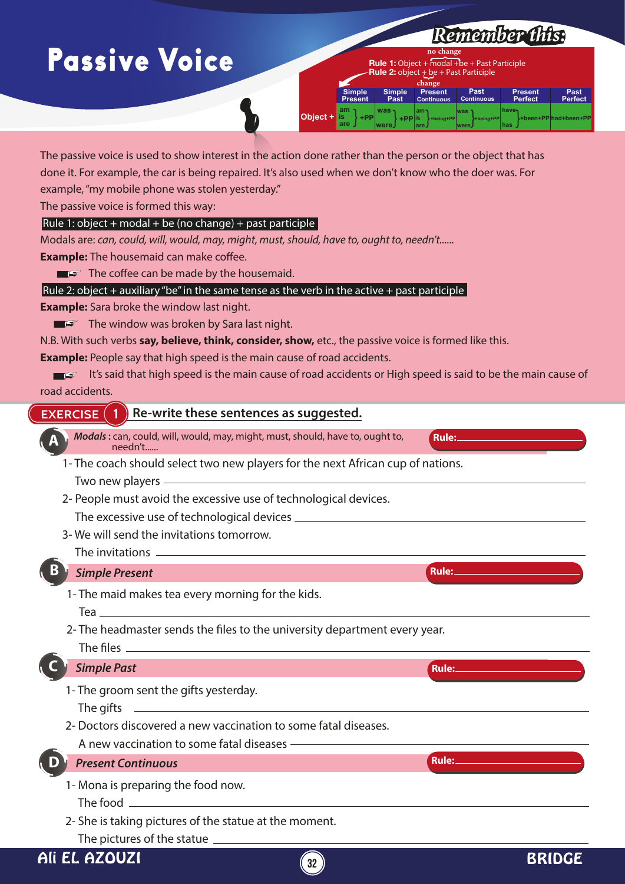# Passive Voice

## Remember this:

**Rule 1:** Object + modal + be (no change) + Past Participle
**Rule 2:** object + be (change) + Past Participle

| | Simple Present | Simple Past | Present Continuous | Past Continuous | Present Perfect | Past Perfect |
|---|---|---|---|---|---|---|
| Object + | am / is / are + PP | was / were + PP | am / is / are + being + PP | was / were + being + PP | have / has + been + PP | had + been + PP |

The passive voice is used to show interest in the action done rather than the person or the object that has done it. For example, the car is being repaired. It's also used when we don't know who the doer was. For example, "my mobile phone was stolen yesterday."

The passive voice is formed this way:

**Rule 1: object + modal + be (no change) + past participle**

Modals are: *can, could, will, would, may, might, must, should, have to, ought to, needn't......*

**Example:** The housemaid can make coffee.

☞ The coffee can be made by the housemaid.

**Rule 2: object + auxiliary "be" in the same tense as the verb in the active + past participle**

**Example:** Sara broke the window last night.

☞ The window was broken by Sara last night.

N.B. With such verbs **say, believe, think, consider, show,** etc., the passive voice is formed like this.

**Example:** People say that high speed is the main cause of road accidents.

☞ It's said that high speed is the main cause of road accidents or High speed is said to be the main cause of road accidents.

## EXERCISE 1 Re-write these sentences as suggested.

### A *Modals* : can, could, will, would, may, might, must, should, have to, ought to, needn't...... — Rule: ____________

1- The coach should select two new players for the next African cup of nations.
Two new players ____________________________________________

2- People must avoid the excessive use of technological devices.
The excessive use of technological devices ____________________________

3- We will send the invitations tomorrow.
The invitations ____________________________________________

### B *Simple Present* — Rule: ____________

1- The maid makes tea every morning for the kids.
Tea ____________________________________________

2- The headmaster sends the files to the university department every year.
The files ____________________________________________

### C *Simple Past* — Rule: ____________

1- The groom sent the gifts yesterday.
The gifts ____________________________________________

2- Doctors discovered a new vaccination to some fatal diseases.
A new vaccination to some fatal diseases ____________________________

### D *Present Continuous* — Rule: ____________

1- Mona is preparing the food now.
The food ____________________________________________

2- She is taking pictures of the statue at the moment.
The pictures of the statue ____________________________________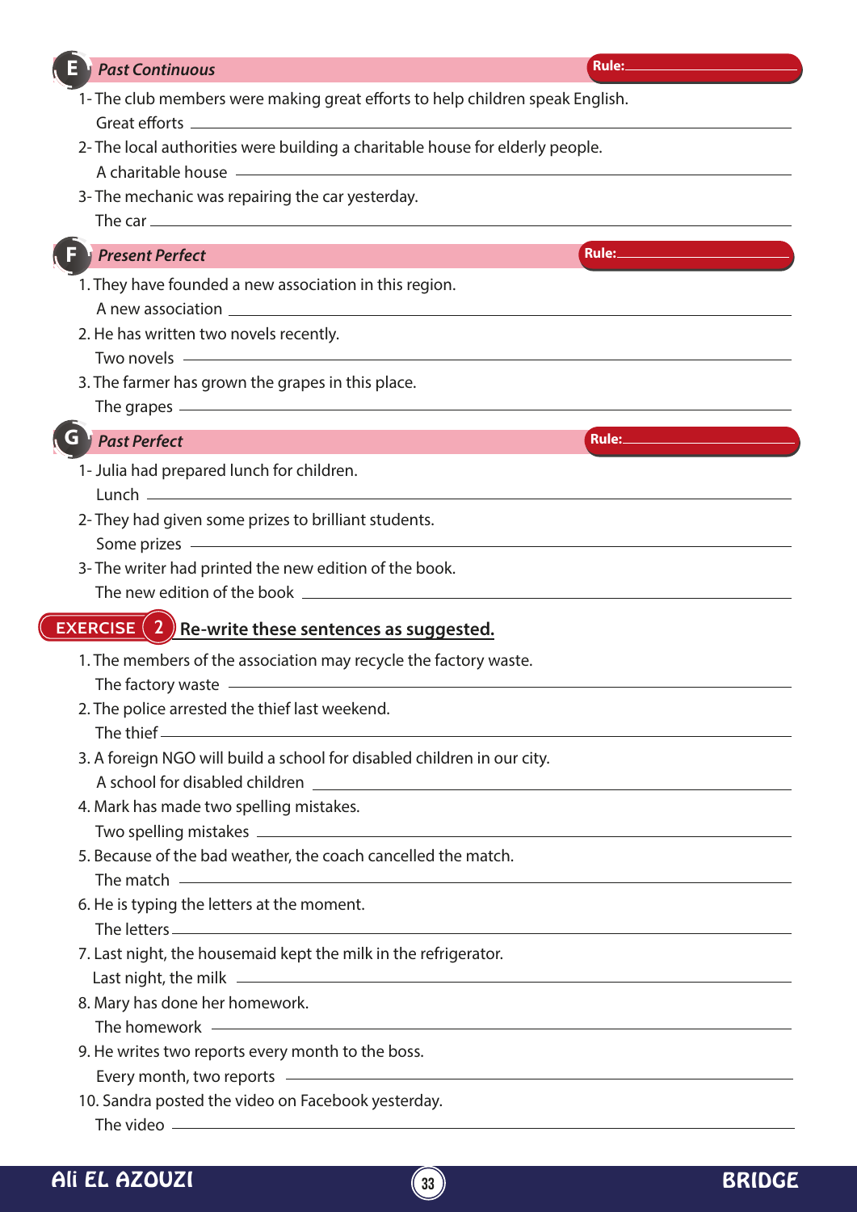## E Past Continuous

Rule: ______________________

1- The club members were making great efforts to help children speak English.
   Great efforts ______________________
2- The local authorities were building a charitable house for elderly people.
   A charitable house ______________________
3- The mechanic was repairing the car yesterday.
   The car ______________________

## F Present Perfect

Rule: ______________________

1. They have founded a new association in this region.
   A new association ______________________
2. He has written two novels recently.
   Two novels ______________________
3. The farmer has grown the grapes in this place.
   The grapes ______________________

## G Past Perfect

Rule: ______________________

1- Julia had prepared lunch for children.
   Lunch ______________________
2- They had given some prizes to brilliant students.
   Some prizes ______________________
3- The writer had printed the new edition of the book.
   The new edition of the book ______________________

## EXERCISE 2 Re-write these sentences as suggested.

1. The members of the association may recycle the factory waste.
   The factory waste ______________________
2. The police arrested the thief last weekend.
   The thief ______________________
3. A foreign NGO will build a school for disabled children in our city.
   A school for disabled children ______________________
4. Mark has made two spelling mistakes.
   Two spelling mistakes ______________________
5. Because of the bad weather, the coach cancelled the match.
   The match ______________________
6. He is typing the letters at the moment.
   The letters ______________________
7. Last night, the housemaid kept the milk in the refrigerator.
   Last night, the milk ______________________
8. Mary has done her homework.
   The homework ______________________
9. He writes two reports every month to the boss.
   Every month, two reports ______________________
10. Sandra posted the video on Facebook yesterday.
   The video ______________________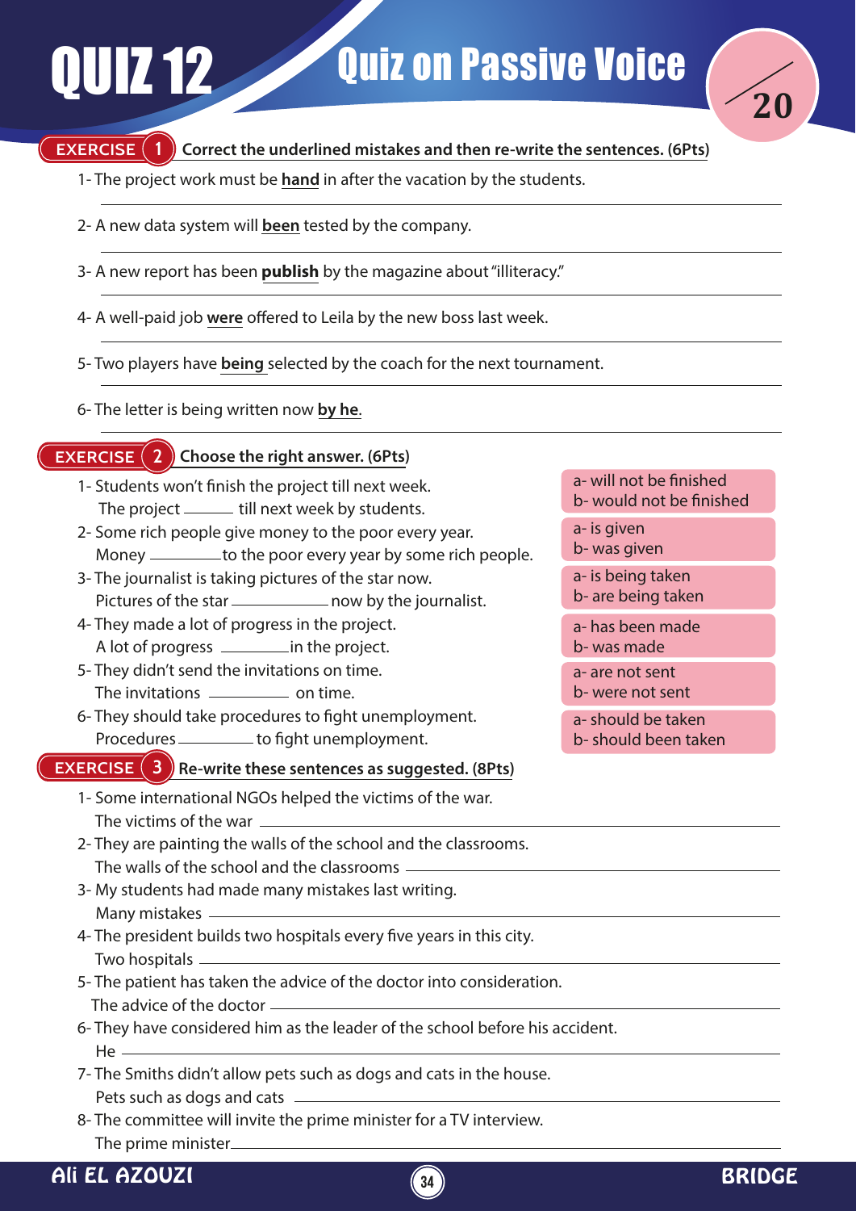# QUIZ 12 Quiz on Passive Voice

/20

## EXERCISE 1 Correct the underlined mistakes and then re-write the sentences. (6Pts)

1- The project work must be **hand** in after the vacation by the students.

2- A new data system will **been** tested by the company.

3- A new report has been **publish** by the magazine about "illiteracy."

4- A well-paid job **were** offered to Leila by the new boss last week.

5- Two players have **being** selected by the coach for the next tournament.

6- The letter is being written now **by he**.

## EXERCISE 2 Choose the right answer. (6Pts)

1- Students won't finish the project till next week.
The project ______ till next week by students.
a- will not be finished
b- would not be finished

2- Some rich people give money to the poor every year.
Money ______ to the poor every year by some rich people.
a- is given
b- was given

3- The journalist is taking pictures of the star now.
Pictures of the star ______ now by the journalist.
a- is being taken
b- are being taken

4- They made a lot of progress in the project.
A lot of progress ______ in the project.
a- has been made
b- was made

5- They didn't send the invitations on time.
The invitations ______ on time.
a- are not sent
b- were not sent

6- They should take procedures to fight unemployment.
Procedures ______ to fight unemployment.
a- should be taken
b- should been taken

## EXERCISE 3 Re-write these sentences as suggested. (8Pts)

1- Some international NGOs helped the victims of the war.
The victims of the war ______

2- They are painting the walls of the school and the classrooms.
The walls of the school and the classrooms ______

3- My students had made many mistakes last writing.
Many mistakes ______

4- The president builds two hospitals every five years in this city.
Two hospitals ______

5- The patient has taken the advice of the doctor into consideration.
The advice of the doctor ______

6- They have considered him as the leader of the school before his accident.
He ______

7- The Smiths didn't allow pets such as dogs and cats in the house.
Pets such as dogs and cats ______

8- The committee will invite the prime minister for a TV interview.
The prime minister ______

Ali EL AZOUZI — BRIDGE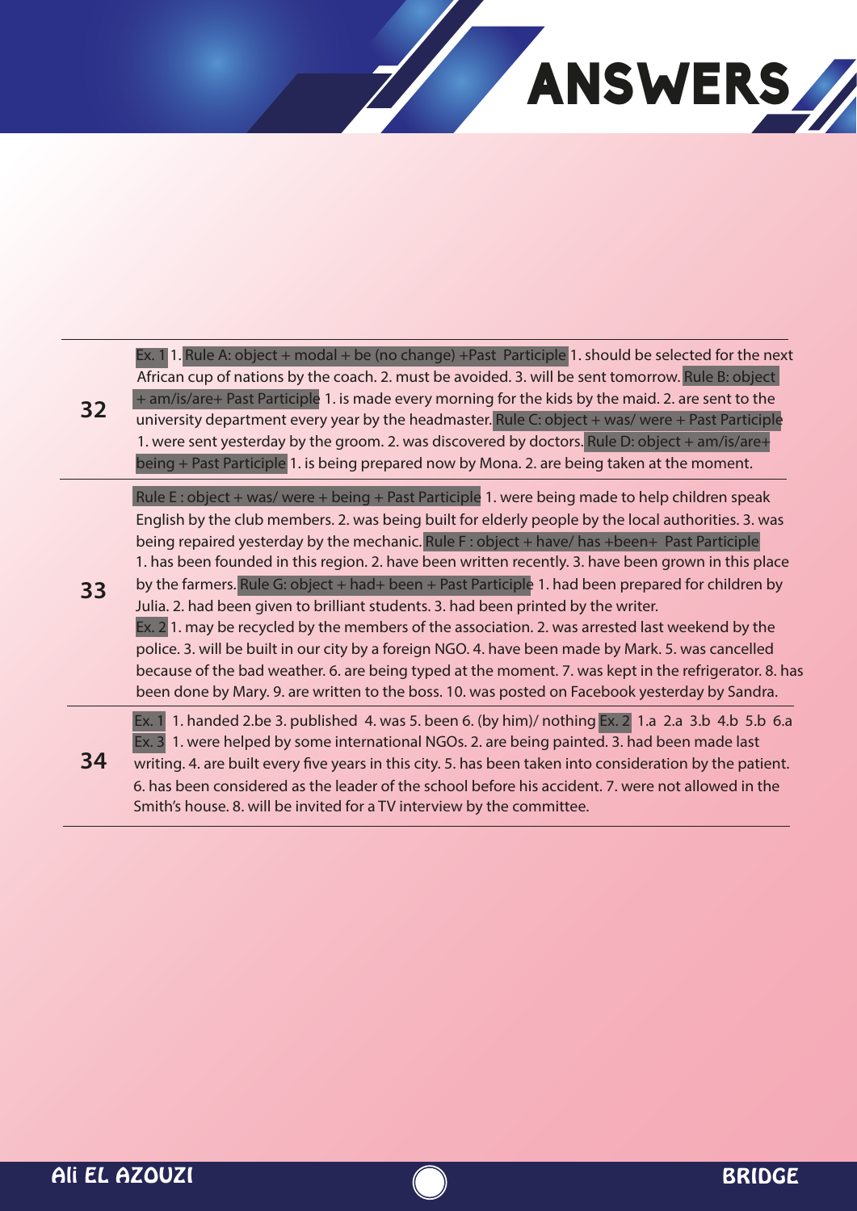# ANSWERS

| | |
|---|---|
| 32 | Ex. 1 1. Rule A: object + modal + be (no change) +Past Participle 1. should be selected for the next African cup of nations by the coach. 2. must be avoided. 3. will be sent tomorrow. Rule B: object + am/is/are+ Past Participle 1. is made every morning for the kids by the maid. 2. are sent to the university department every year by the headmaster. Rule C: object + was/ were + Past Participle 1. were sent yesterday by the groom. 2. was discovered by doctors. Rule D: object + am/is/are+ being + Past Participle 1. is being prepared now by Mona. 2. are being taken at the moment. |
| 33 | Rule E : object + was/ were + being + Past Participle 1. were being made to help children speak English by the club members. 2. was being built for elderly people by the local authorities. 3. was being repaired yesterday by the mechanic. Rule F : object + have/ has +been+ Past Participle 1. has been founded in this region. 2. have been written recently. 3. have been grown in this place by the farmers. Rule G: object + had+ been + Past Participle 1. had been prepared for children by Julia. 2. had been given to brilliant students. 3. had been printed by the writer. Ex. 2 1. may be recycled by the members of the association. 2. was arrested last weekend by the police. 3. will be built in our city by a foreign NGO. 4. have been made by Mark. 5. was cancelled because of the bad weather. 6. are being typed at the moment. 7. was kept in the refrigerator. 8. has been done by Mary. 9. are written to the boss. 10. was posted on Facebook yesterday by Sandra. |
| 34 | Ex. 1 1. handed 2.be 3. published 4. was 5. been 6. (by him)/ nothing Ex. 2 1.a 2.a 3.b 4.b 5.b 6.a Ex. 3 1. were helped by some international NGOs. 2. are being painted. 3. had been made last writing. 4. are built every five years in this city. 5. has been taken into consideration by the patient. 6. has been considered as the leader of the school before his accident. 7. were not allowed in the Smith's house. 8. will be invited for a TV interview by the committee. |